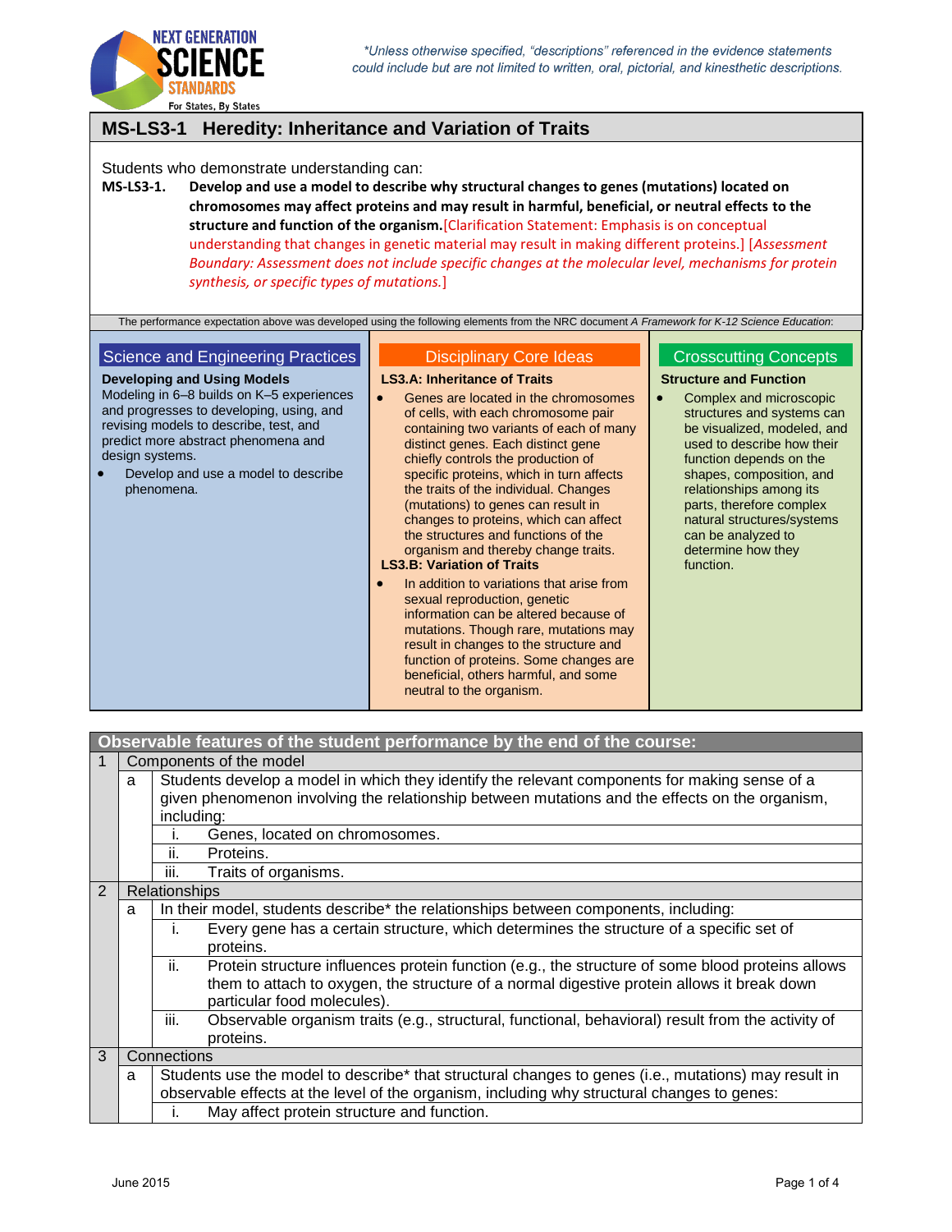*Unless otherwise specified, "descriptions" referenced in the evidence statements could include but are not limited to written, oral, pictorial, and kinesthetic descriptions.

# MS-LS3-1 Heredity: Inheritance and Variation of Traits

Students who demonstrate understanding can:

**MS-LS3-1. Develop and use a model to describe why structural changes to genes (mutations) located on chromosomes may affect proteins and may result in harmful, beneficial, or neutral effects to the structure and function of the organism.** [Clarification Statement: Emphasis is on conceptual understanding that changes in genetic material may result in making different proteins.] [*Assessment Boundary: Assessment does not include specific changes at the molecular level, mechanisms for protein synthesis, or specific types of mutations.*]

The performance expectation above was developed using the following elements from the NRC document *A Framework for K-12 Science Education*:

## Science and Engineering Practices

**Developing and Using Models**

Modeling in 6–8 builds on K–5 experiences and progresses to developing, using, and revising models to describe, test, and predict more abstract phenomena and design systems.

- Develop and use a model to describe phenomena.

## Disciplinary Core Ideas

**LS3.A: Inheritance of Traits**

- Genes are located in the chromosomes of cells, with each chromosome pair containing two variants of each of many distinct genes. Each distinct gene chiefly controls the production of specific proteins, which in turn affects the traits of the individual. Changes (mutations) to genes can result in changes to proteins, which can affect the structures and functions of the organism and thereby change traits.

**LS3.B: Variation of Traits**

- In addition to variations that arise from sexual reproduction, genetic information can be altered because of mutations. Though rare, mutations may result in changes to the structure and function of proteins. Some changes are beneficial, others harmful, and some neutral to the organism.

## Crosscutting Concepts

**Structure and Function**

- Complex and microscopic structures and systems can be visualized, modeled, and used to describe how their function depends on the shapes, composition, and relationships among its parts, therefore complex natural structures/systems can be analyzed to determine how they function.

## Observable features of the student performance by the end of the course:

| | | | |
|---|---|---|---|
| 1 | Components of the model | | |
| | a | Students develop a model in which they identify the relevant components for making sense of a given phenomenon involving the relationship between mutations and the effects on the organism, including: | |
| | | i. | Genes, located on chromosomes. |
| | | ii. | Proteins. |
| | | iii. | Traits of organisms. |
| 2 | Relationships | | |
| | a | In their model, students describe* the relationships between components, including: | |
| | | i. | Every gene has a certain structure, which determines the structure of a specific set of proteins. |
| | | ii. | Protein structure influences protein function (e.g., the structure of some blood proteins allows them to attach to oxygen, the structure of a normal digestive protein allows it break down particular food molecules). |
| | | iii. | Observable organism traits (e.g., structural, functional, behavioral) result from the activity of proteins. |
| 3 | Connections | | |
| | a | Students use the model to describe* that structural changes to genes (i.e., mutations) may result in observable effects at the level of the organism, including why structural changes to genes: | |
| | | i. | May affect protein structure and function. |

June 2015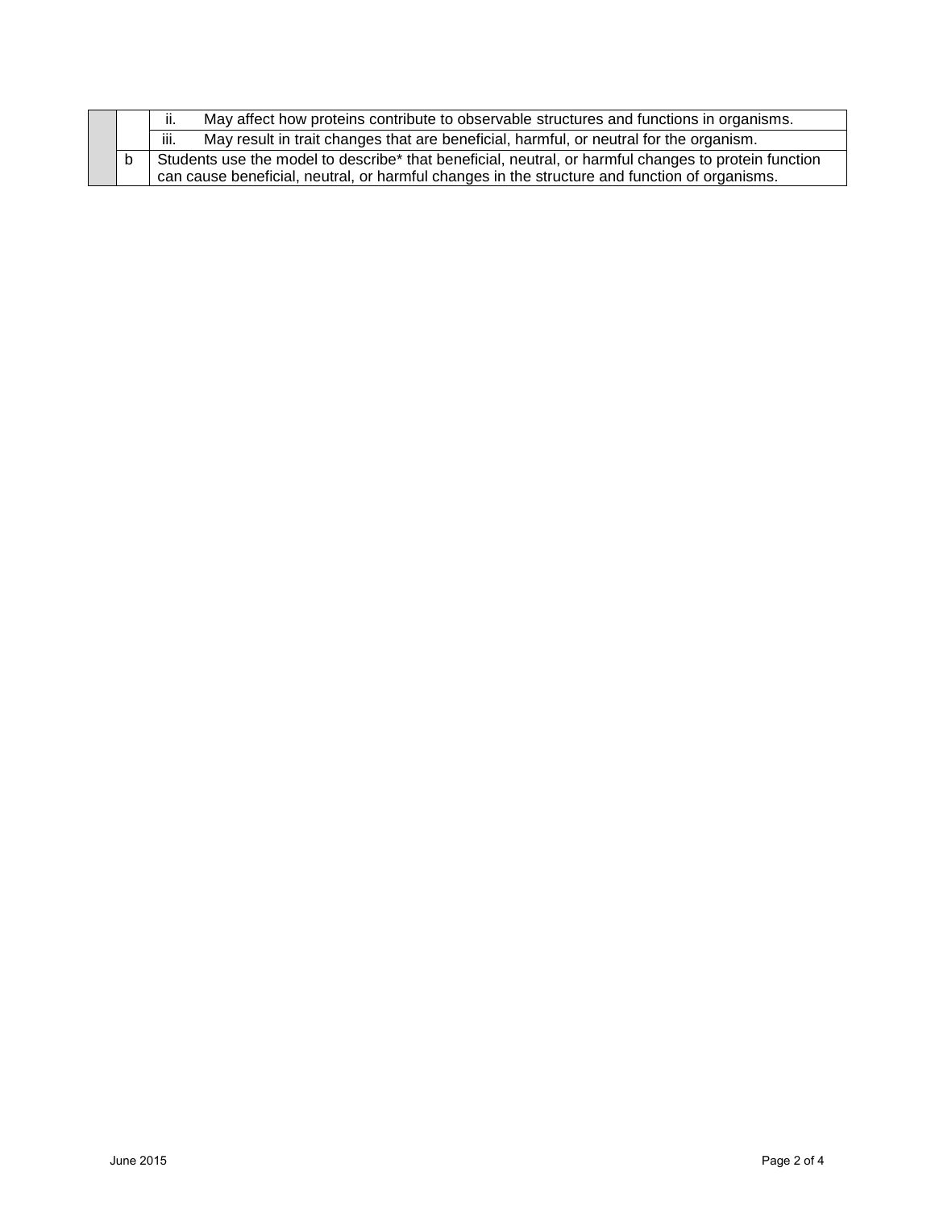| | | | |
|---|---|---|---|
| | | ii. | May affect how proteins contribute to observable structures and functions in organisms. |
| | | iii. | May result in trait changes that are beneficial, harmful, or neutral for the organism. |
| | b | Students use the model to describe* that beneficial, neutral, or harmful changes to protein function can cause beneficial, neutral, or harmful changes in the structure and function of organisms. | |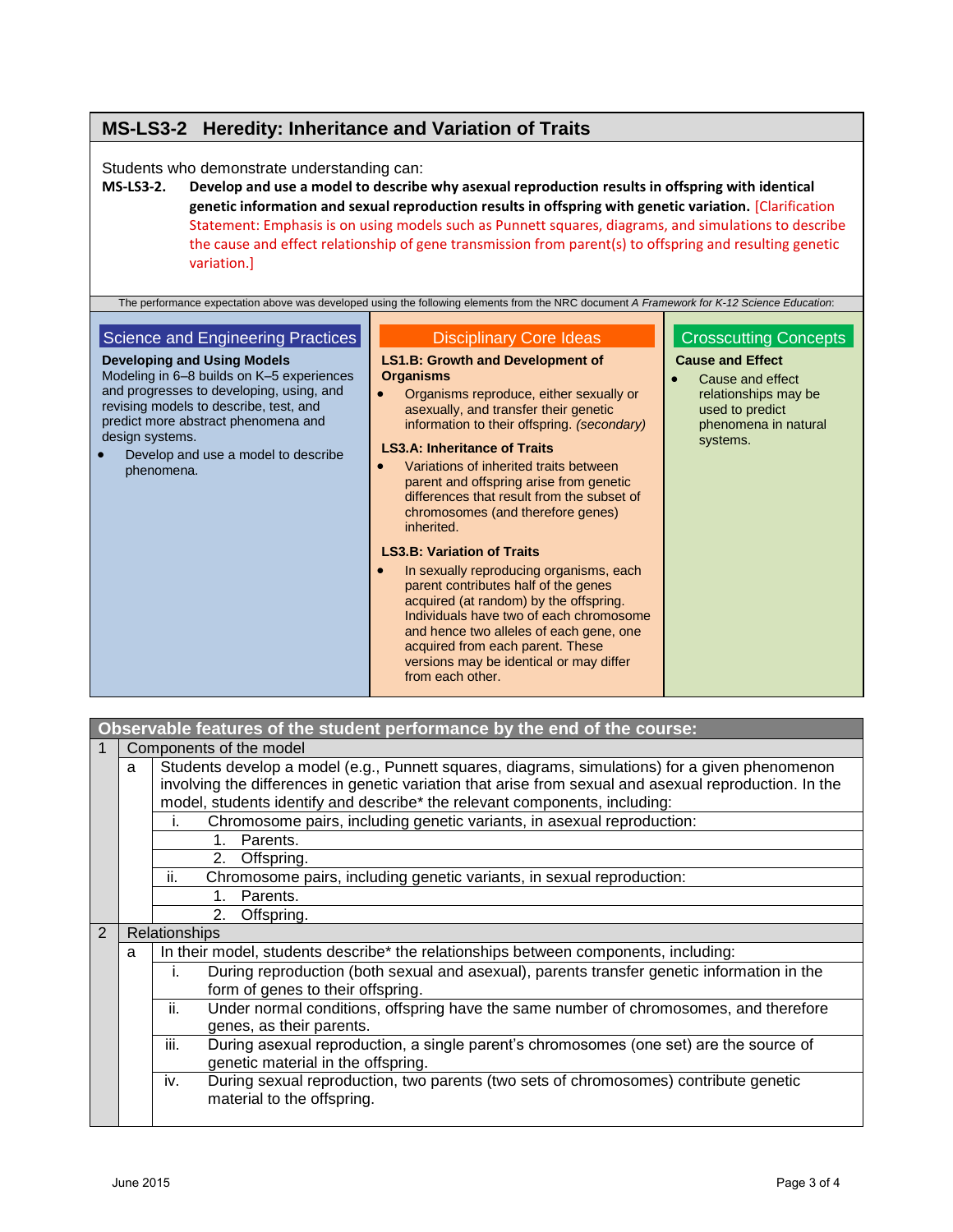## MS-LS3-2 Heredity: Inheritance and Variation of Traits

Students who demonstrate understanding can:

**MS-LS3-2. Develop and use a model to describe why asexual reproduction results in offspring with identical genetic information and sexual reproduction results in offspring with genetic variation.** [Clarification Statement: Emphasis is on using models such as Punnett squares, diagrams, and simulations to describe the cause and effect relationship of gene transmission from parent(s) to offspring and resulting genetic variation.]

The performance expectation above was developed using the following elements from the NRC document *A Framework for K-12 Science Education*:

### Science and Engineering Practices

**Developing and Using Models**

Modeling in 6–8 builds on K–5 experiences and progresses to developing, using, and revising models to describe, test, and predict more abstract phenomena and design systems.

- Develop and use a model to describe phenomena.

### Disciplinary Core Ideas

**LS1.B: Growth and Development of Organisms**

- Organisms reproduce, either sexually or asexually, and transfer their genetic information to their offspring. *(secondary)*

**LS3.A: Inheritance of Traits**

- Variations of inherited traits between parent and offspring arise from genetic differences that result from the subset of chromosomes (and therefore genes) inherited.

**LS3.B: Variation of Traits**

- In sexually reproducing organisms, each parent contributes half of the genes acquired (at random) by the offspring. Individuals have two of each chromosome and hence two alleles of each gene, one acquired from each parent. These versions may be identical or may differ from each other.

### Crosscutting Concepts

**Cause and Effect**

- Cause and effect relationships may be used to predict phenomena in natural systems.

### Observable features of the student performance by the end of the course:

1. Components of the model
   a. Students develop a model (e.g., Punnett squares, diagrams, simulations) for a given phenomenon involving the differences in genetic variation that arise from sexual and asexual reproduction. In the model, students identify and describe* the relevant components, including:
      i. Chromosome pairs, including genetic variants, in asexual reproduction:
         1. Parents.
         2. Offspring.
      ii. Chromosome pairs, including genetic variants, in sexual reproduction:
         1. Parents.
         2. Offspring.
2. Relationships
   a. In their model, students describe* the relationships between components, including:
      i. During reproduction (both sexual and asexual), parents transfer genetic information in the form of genes to their offspring.
      ii. Under normal conditions, offspring have the same number of chromosomes, and therefore genes, as their parents.
      iii. During asexual reproduction, a single parent's chromosomes (one set) are the source of genetic material in the offspring.
      iv. During sexual reproduction, two parents (two sets of chromosomes) contribute genetic material to the offspring.

June 2015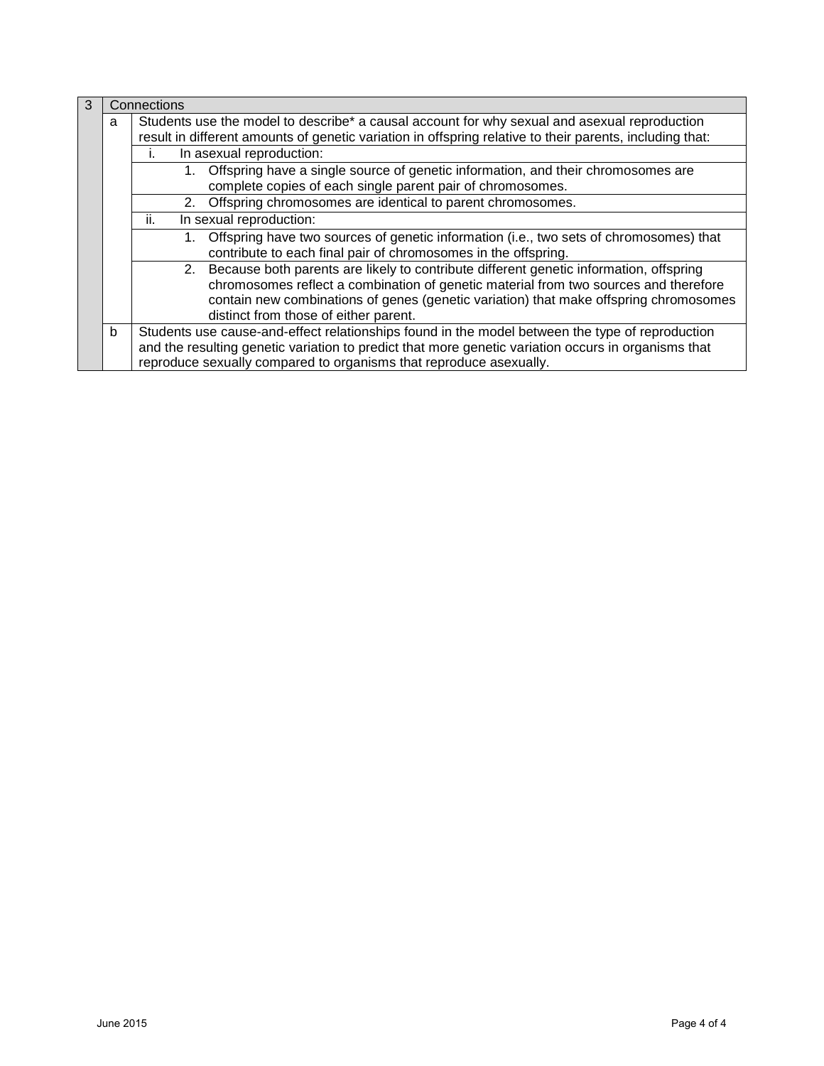| | | |
|---|---|---|
| 3 | Connections | |
| | a | Students use the model to describe* a causal account for why sexual and asexual reproduction result in different amounts of genetic variation in offspring relative to their parents, including that: |
| | | i. In asexual reproduction: |
| | | 1. Offspring have a single source of genetic information, and their chromosomes are complete copies of each single parent pair of chromosomes. |
| | | 2. Offspring chromosomes are identical to parent chromosomes. |
| | | ii. In sexual reproduction: |
| | | 1. Offspring have two sources of genetic information (i.e., two sets of chromosomes) that contribute to each final pair of chromosomes in the offspring. |
| | | 2. Because both parents are likely to contribute different genetic information, offspring chromosomes reflect a combination of genetic material from two sources and therefore contain new combinations of genes (genetic variation) that make offspring chromosomes distinct from those of either parent. |
| | b | Students use cause-and-effect relationships found in the model between the type of reproduction and the resulting genetic variation to predict that more genetic variation occurs in organisms that reproduce sexually compared to organisms that reproduce asexually. |

June 2015